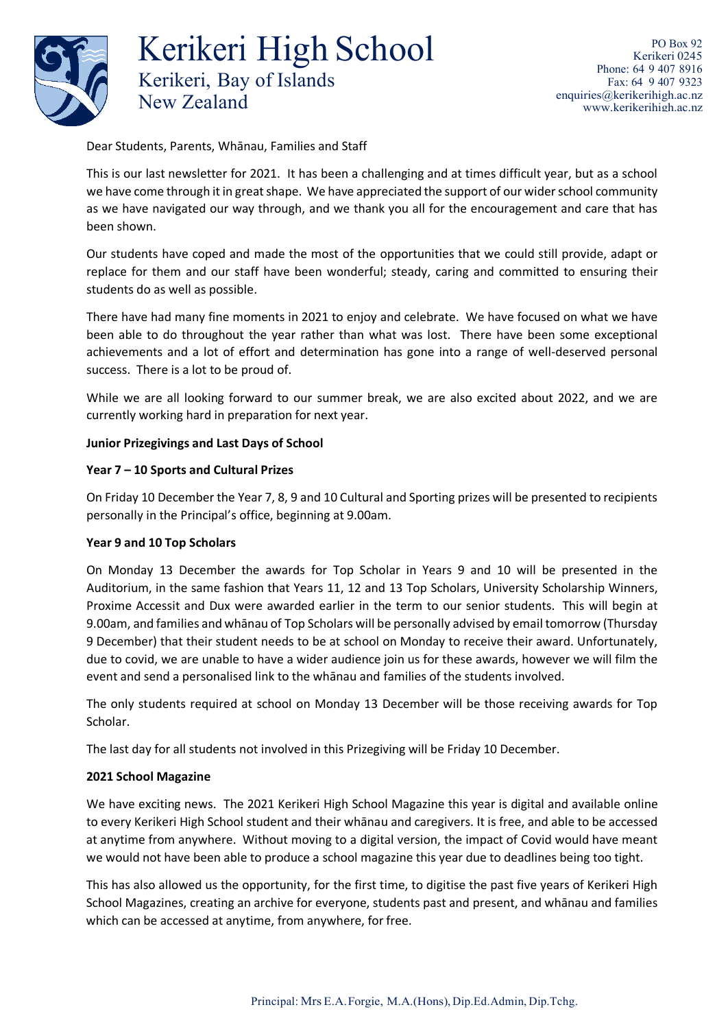# Kerikeri High School

Kerikeri, Bay of Islands
New Zealand

PO Box 92
Kerikeri 0245
Phone: 64 9 407 8916
Fax: 64 9 407 9323
enquiries@kerikerihigh.ac.nz
www.kerikerihigh.ac.nz

Dear Students, Parents, Whānau, Families and Staff

This is our last newsletter for 2021. It has been a challenging and at times difficult year, but as a school we have come through it in great shape. We have appreciated the support of our wider school community as we have navigated our way through, and we thank you all for the encouragement and care that has been shown.

Our students have coped and made the most of the opportunities that we could still provide, adapt or replace for them and our staff have been wonderful; steady, caring and committed to ensuring their students do as well as possible.

There have had many fine moments in 2021 to enjoy and celebrate. We have focused on what we have been able to do throughout the year rather than what was lost. There have been some exceptional achievements and a lot of effort and determination has gone into a range of well-deserved personal success. There is a lot to be proud of.

While we are all looking forward to our summer break, we are also excited about 2022, and we are currently working hard in preparation for next year.

**Junior Prizegivings and Last Days of School**

**Year 7 – 10 Sports and Cultural Prizes**

On Friday 10 December the Year 7, 8, 9 and 10 Cultural and Sporting prizes will be presented to recipients personally in the Principal's office, beginning at 9.00am.

**Year 9 and 10 Top Scholars**

On Monday 13 December the awards for Top Scholar in Years 9 and 10 will be presented in the Auditorium, in the same fashion that Years 11, 12 and 13 Top Scholars, University Scholarship Winners, Proxime Accessit and Dux were awarded earlier in the term to our senior students. This will begin at 9.00am, and families and whānau of Top Scholars will be personally advised by email tomorrow (Thursday 9 December) that their student needs to be at school on Monday to receive their award. Unfortunately, due to covid, we are unable to have a wider audience join us for these awards, however we will film the event and send a personalised link to the whānau and families of the students involved.

The only students required at school on Monday 13 December will be those receiving awards for Top Scholar.

The last day for all students not involved in this Prizegiving will be Friday 10 December.

**2021 School Magazine**

We have exciting news. The 2021 Kerikeri High School Magazine this year is digital and available online to every Kerikeri High School student and their whānau and caregivers. It is free, and able to be accessed at anytime from anywhere. Without moving to a digital version, the impact of Covid would have meant we would not have been able to produce a school magazine this year due to deadlines being too tight.

This has also allowed us the opportunity, for the first time, to digitise the past five years of Kerikeri High School Magazines, creating an archive for everyone, students past and present, and whānau and families which can be accessed at anytime, from anywhere, for free.

Principal: Mrs E.A. Forgie, M.A.(Hons), Dip.Ed.Admin, Dip.Tchg.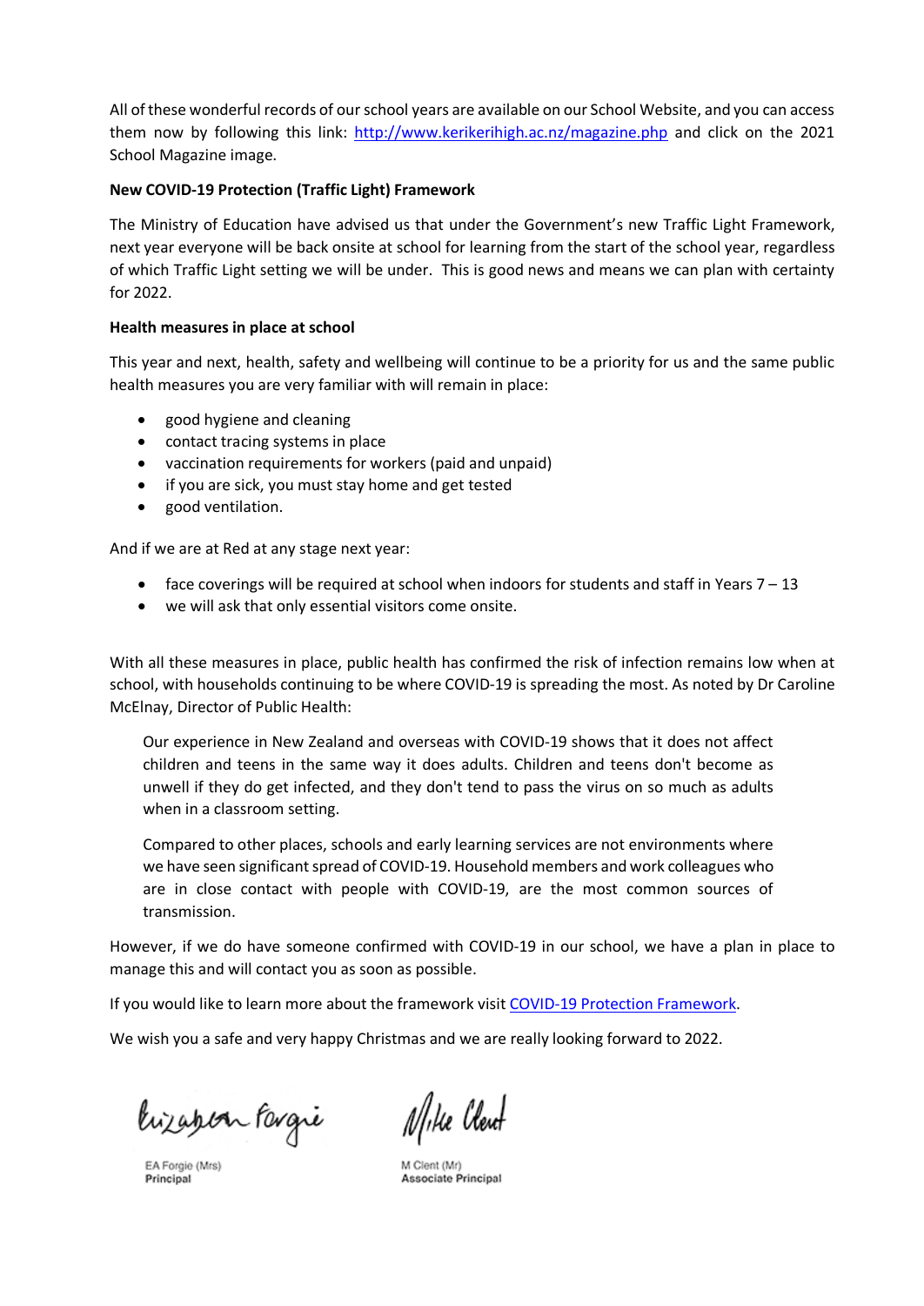All of these wonderful records of our school years are available on our School Website, and you can access them now by following this link: [http://www.kerikerihigh.ac.nz/magazine.php](http://www.kerikerihigh.ac.nz/magazine.php) and click on the 2021 School Magazine image.

**New COVID-19 Protection (Traffic Light) Framework**

The Ministry of Education have advised us that under the Government's new Traffic Light Framework, next year everyone will be back onsite at school for learning from the start of the school year, regardless of which Traffic Light setting we will be under. This is good news and means we can plan with certainty for 2022.

**Health measures in place at school**

This year and next, health, safety and wellbeing will continue to be a priority for us and the same public health measures you are very familiar with will remain in place:

- good hygiene and cleaning
- contact tracing systems in place
- vaccination requirements for workers (paid and unpaid)
- if you are sick, you must stay home and get tested
- good ventilation.

And if we are at Red at any stage next year:

- face coverings will be required at school when indoors for students and staff in Years 7 – 13
- we will ask that only essential visitors come onsite.

With all these measures in place, public health has confirmed the risk of infection remains low when at school, with households continuing to be where COVID-19 is spreading the most. As noted by Dr Caroline McElnay, Director of Public Health:

> Our experience in New Zealand and overseas with COVID-19 shows that it does not affect children and teens in the same way it does adults. Children and teens don't become as unwell if they do get infected, and they don't tend to pass the virus on so much as adults when in a classroom setting.
>
> Compared to other places, schools and early learning services are not environments where we have seen significant spread of COVID-19. Household members and work colleagues who are in close contact with people with COVID-19, are the most common sources of transmission.

However, if we do have someone confirmed with COVID-19 in our school, we have a plan in place to manage this and will contact you as soon as possible.

If you would like to learn more about the framework visit COVID-19 Protection Framework.

We wish you a safe and very happy Christmas and we are really looking forward to 2022.

EA Forgie (Mrs)
**Principal**

M Clent (Mr)
**Associate Principal**